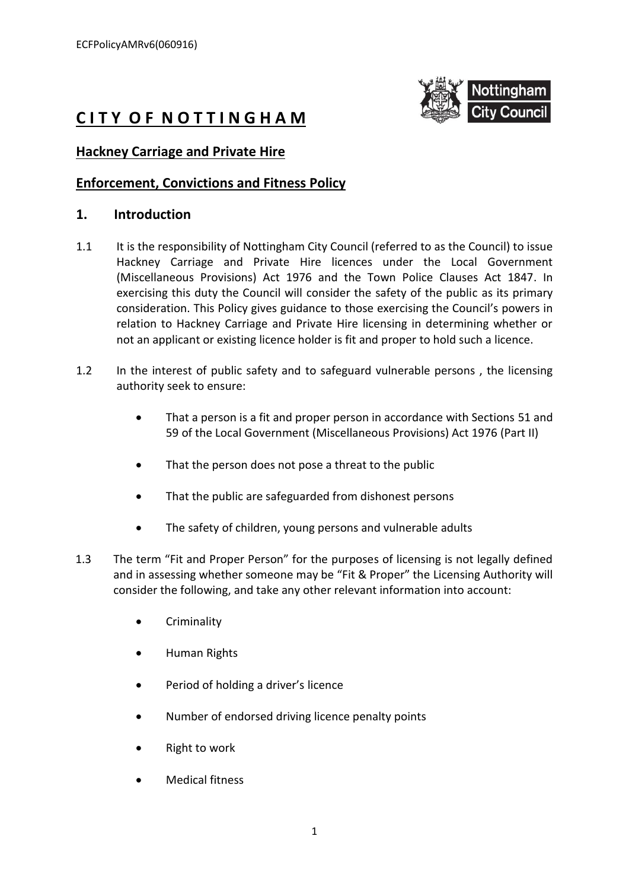# C I T Y O F N O T T I N G H A M

## Hackney Carriage and Private Hire

## Enforcement, Convictions and Fitness Policy

## 1. Introduction

1.1 It is the responsibility of Nottingham City Council (referred to as the Council) to issue Hackney Carriage and Private Hire licences under the Local Government (Miscellaneous Provisions) Act 1976 and the Town Police Clauses Act 1847. In exercising this duty the Council will consider the safety of the public as its primary consideration. This Policy gives guidance to those exercising the Council's powers in relation to Hackney Carriage and Private Hire licensing in determining whether or not an applicant or existing licence holder is fit and proper to hold such a licence.

1.2 In the interest of public safety and to safeguard vulnerable persons , the licensing authority seek to ensure:

- That a person is a fit and proper person in accordance with Sections 51 and 59 of the Local Government (Miscellaneous Provisions) Act 1976 (Part II)
- That the person does not pose a threat to the public
- That the public are safeguarded from dishonest persons
- The safety of children, young persons and vulnerable adults

1.3 The term "Fit and Proper Person" for the purposes of licensing is not legally defined and in assessing whether someone may be "Fit & Proper" the Licensing Authority will consider the following, and take any other relevant information into account:

- Criminality
- Human Rights
- Period of holding a driver's licence
- Number of endorsed driving licence penalty points
- Right to work
- Medical fitness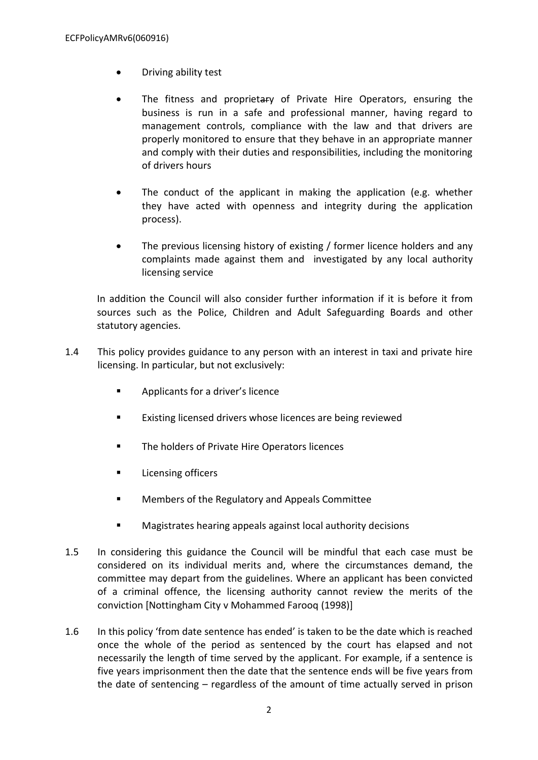- Driving ability test

- The fitness and proprietary of Private Hire Operators, ensuring the business is run in a safe and professional manner, having regard to management controls, compliance with the law and that drivers are properly monitored to ensure that they behave in an appropriate manner and comply with their duties and responsibilities, including the monitoring of drivers hours

- The conduct of the applicant in making the application (e.g. whether they have acted with openness and integrity during the application process).

- The previous licensing history of existing / former licence holders and any complaints made against them and investigated by any local authority licensing service

In addition the Council will also consider further information if it is before it from sources such as the Police, Children and Adult Safeguarding Boards and other statutory agencies.

1.4 This policy provides guidance to any person with an interest in taxi and private hire licensing. In particular, but not exclusively:

- Applicants for a driver's licence
- Existing licensed drivers whose licences are being reviewed
- The holders of Private Hire Operators licences
- Licensing officers
- Members of the Regulatory and Appeals Committee
- Magistrates hearing appeals against local authority decisions

1.5 In considering this guidance the Council will be mindful that each case must be considered on its individual merits and, where the circumstances demand, the committee may depart from the guidelines. Where an applicant has been convicted of a criminal offence, the licensing authority cannot review the merits of the conviction [Nottingham City v Mohammed Farooq (1998)]

1.6 In this policy 'from date sentence has ended' is taken to be the date which is reached once the whole of the period as sentenced by the court has elapsed and not necessarily the length of time served by the applicant. For example, if a sentence is five years imprisonment then the date that the sentence ends will be five years from the date of sentencing – regardless of the amount of time actually served in prison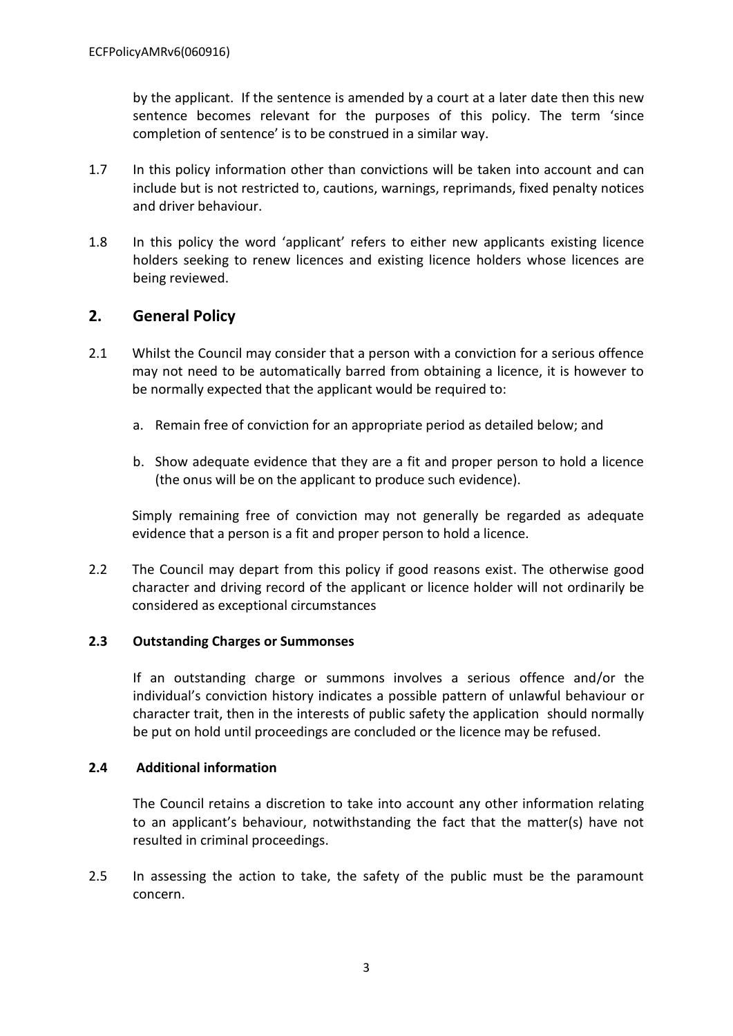by the applicant. If the sentence is amended by a court at a later date then this new sentence becomes relevant for the purposes of this policy. The term 'since completion of sentence' is to be construed in a similar way.

1.7 In this policy information other than convictions will be taken into account and can include but is not restricted to, cautions, warnings, reprimands, fixed penalty notices and driver behaviour.

1.8 In this policy the word 'applicant' refers to either new applicants existing licence holders seeking to renew licences and existing licence holders whose licences are being reviewed.

## 2. General Policy

2.1 Whilst the Council may consider that a person with a conviction for a serious offence may not need to be automatically barred from obtaining a licence, it is however to be normally expected that the applicant would be required to:

a. Remain free of conviction for an appropriate period as detailed below; and

b. Show adequate evidence that they are a fit and proper person to hold a licence (the onus will be on the applicant to produce such evidence).

Simply remaining free of conviction may not generally be regarded as adequate evidence that a person is a fit and proper person to hold a licence.

2.2 The Council may depart from this policy if good reasons exist. The otherwise good character and driving record of the applicant or licence holder will not ordinarily be considered as exceptional circumstances

### 2.3 Outstanding Charges or Summonses

If an outstanding charge or summons involves a serious offence and/or the individual's conviction history indicates a possible pattern of unlawful behaviour or character trait, then in the interests of public safety the application should normally be put on hold until proceedings are concluded or the licence may be refused.

### 2.4 Additional information

The Council retains a discretion to take into account any other information relating to an applicant's behaviour, notwithstanding the fact that the matter(s) have not resulted in criminal proceedings.

2.5 In assessing the action to take, the safety of the public must be the paramount concern.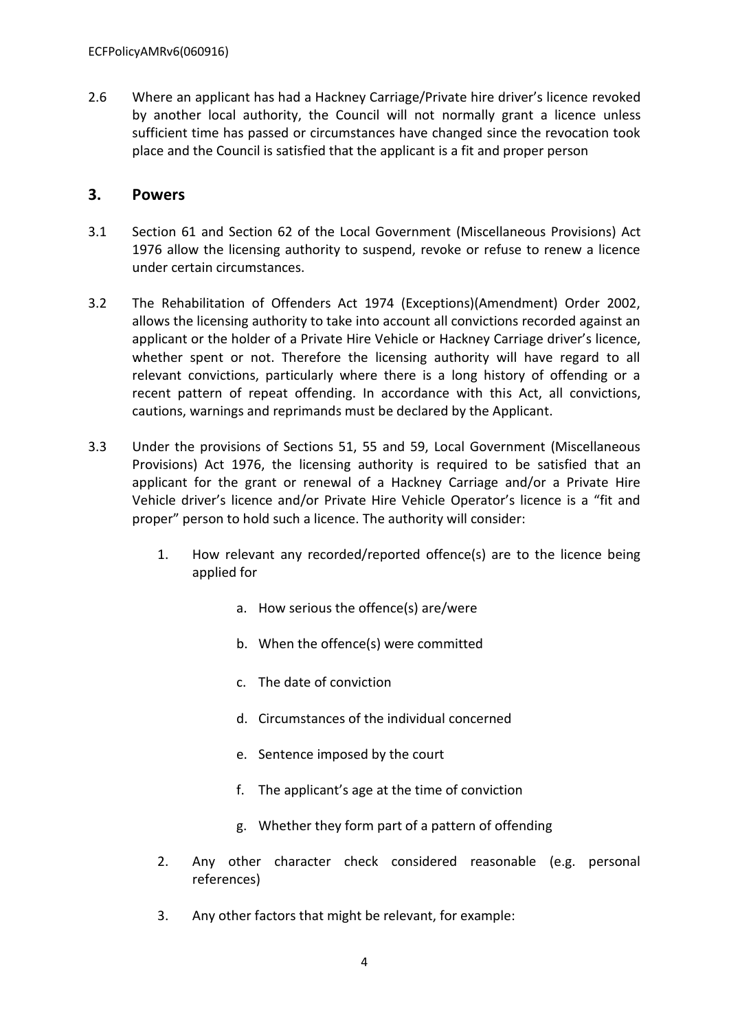2.6 Where an applicant has had a Hackney Carriage/Private hire driver's licence revoked by another local authority, the Council will not normally grant a licence unless sufficient time has passed or circumstances have changed since the revocation took place and the Council is satisfied that the applicant is a fit and proper person

## 3. Powers

3.1 Section 61 and Section 62 of the Local Government (Miscellaneous Provisions) Act 1976 allow the licensing authority to suspend, revoke or refuse to renew a licence under certain circumstances.

3.2 The Rehabilitation of Offenders Act 1974 (Exceptions)(Amendment) Order 2002, allows the licensing authority to take into account all convictions recorded against an applicant or the holder of a Private Hire Vehicle or Hackney Carriage driver's licence, whether spent or not. Therefore the licensing authority will have regard to all relevant convictions, particularly where there is a long history of offending or a recent pattern of repeat offending. In accordance with this Act, all convictions, cautions, warnings and reprimands must be declared by the Applicant.

3.3 Under the provisions of Sections 51, 55 and 59, Local Government (Miscellaneous Provisions) Act 1976, the licensing authority is required to be satisfied that an applicant for the grant or renewal of a Hackney Carriage and/or a Private Hire Vehicle driver's licence and/or Private Hire Vehicle Operator's licence is a "fit and proper" person to hold such a licence. The authority will consider:

1. How relevant any recorded/reported offence(s) are to the licence being applied for
    a. How serious the offence(s) are/were
    b. When the offence(s) were committed
    c. The date of conviction
    d. Circumstances of the individual concerned
    e. Sentence imposed by the court
    f. The applicant's age at the time of conviction
    g. Whether they form part of a pattern of offending
2. Any other character check considered reasonable (e.g. personal references)
3. Any other factors that might be relevant, for example: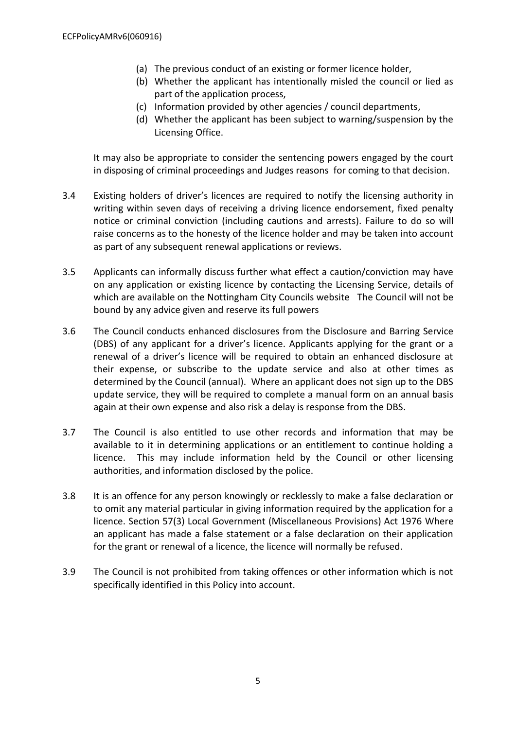(a) The previous conduct of an existing or former licence holder,
(b) Whether the applicant has intentionally misled the council or lied as part of the application process,
(c) Information provided by other agencies / council departments,
(d) Whether the applicant has been subject to warning/suspension by the Licensing Office.

It may also be appropriate to consider the sentencing powers engaged by the court in disposing of criminal proceedings and Judges reasons for coming to that decision.

3.4 Existing holders of driver's licences are required to notify the licensing authority in writing within seven days of receiving a driving licence endorsement, fixed penalty notice or criminal conviction (including cautions and arrests). Failure to do so will raise concerns as to the honesty of the licence holder and may be taken into account as part of any subsequent renewal applications or reviews.

3.5 Applicants can informally discuss further what effect a caution/conviction may have on any application or existing licence by contacting the Licensing Service, details of which are available on the Nottingham City Councils website The Council will not be bound by any advice given and reserve its full powers

3.6 The Council conducts enhanced disclosures from the Disclosure and Barring Service (DBS) of any applicant for a driver's licence. Applicants applying for the grant or a renewal of a driver's licence will be required to obtain an enhanced disclosure at their expense, or subscribe to the update service and also at other times as determined by the Council (annual). Where an applicant does not sign up to the DBS update service, they will be required to complete a manual form on an annual basis again at their own expense and also risk a delay is response from the DBS.

3.7 The Council is also entitled to use other records and information that may be available to it in determining applications or an entitlement to continue holding a licence. This may include information held by the Council or other licensing authorities, and information disclosed by the police.

3.8 It is an offence for any person knowingly or recklessly to make a false declaration or to omit any material particular in giving information required by the application for a licence. Section 57(3) Local Government (Miscellaneous Provisions) Act 1976 Where an applicant has made a false statement or a false declaration on their application for the grant or renewal of a licence, the licence will normally be refused.

3.9 The Council is not prohibited from taking offences or other information which is not specifically identified in this Policy into account.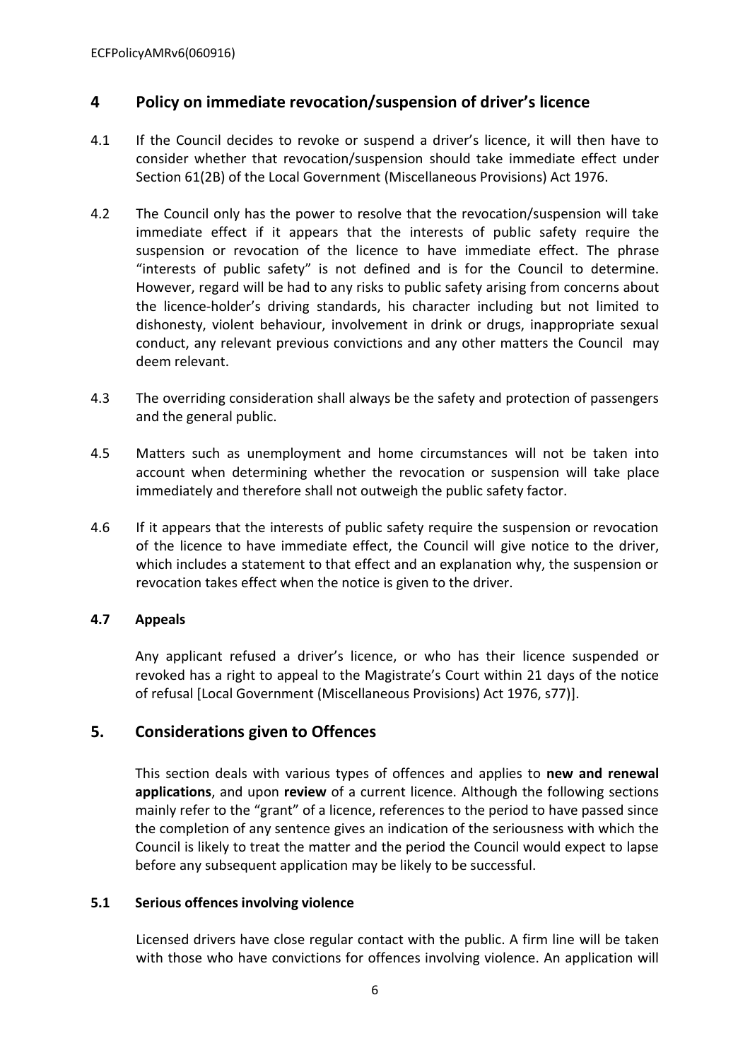## 4 Policy on immediate revocation/suspension of driver's licence

4.1 If the Council decides to revoke or suspend a driver's licence, it will then have to consider whether that revocation/suspension should take immediate effect under Section 61(2B) of the Local Government (Miscellaneous Provisions) Act 1976.

4.2 The Council only has the power to resolve that the revocation/suspension will take immediate effect if it appears that the interests of public safety require the suspension or revocation of the licence to have immediate effect. The phrase "interests of public safety" is not defined and is for the Council to determine. However, regard will be had to any risks to public safety arising from concerns about the licence-holder's driving standards, his character including but not limited to dishonesty, violent behaviour, involvement in drink or drugs, inappropriate sexual conduct, any relevant previous convictions and any other matters the Council may deem relevant.

4.3 The overriding consideration shall always be the safety and protection of passengers and the general public.

4.5 Matters such as unemployment and home circumstances will not be taken into account when determining whether the revocation or suspension will take place immediately and therefore shall not outweigh the public safety factor.

4.6 If it appears that the interests of public safety require the suspension or revocation of the licence to have immediate effect, the Council will give notice to the driver, which includes a statement to that effect and an explanation why, the suspension or revocation takes effect when the notice is given to the driver.

### 4.7 Appeals

Any applicant refused a driver's licence, or who has their licence suspended or revoked has a right to appeal to the Magistrate's Court within 21 days of the notice of refusal [Local Government (Miscellaneous Provisions) Act 1976, s77)].

## 5. Considerations given to Offences

This section deals with various types of offences and applies to **new and renewal applications**, and upon **review** of a current licence. Although the following sections mainly refer to the "grant" of a licence, references to the period to have passed since the completion of any sentence gives an indication of the seriousness with which the Council is likely to treat the matter and the period the Council would expect to lapse before any subsequent application may be likely to be successful.

### 5.1 Serious offences involving violence

Licensed drivers have close regular contact with the public. A firm line will be taken with those who have convictions for offences involving violence. An application will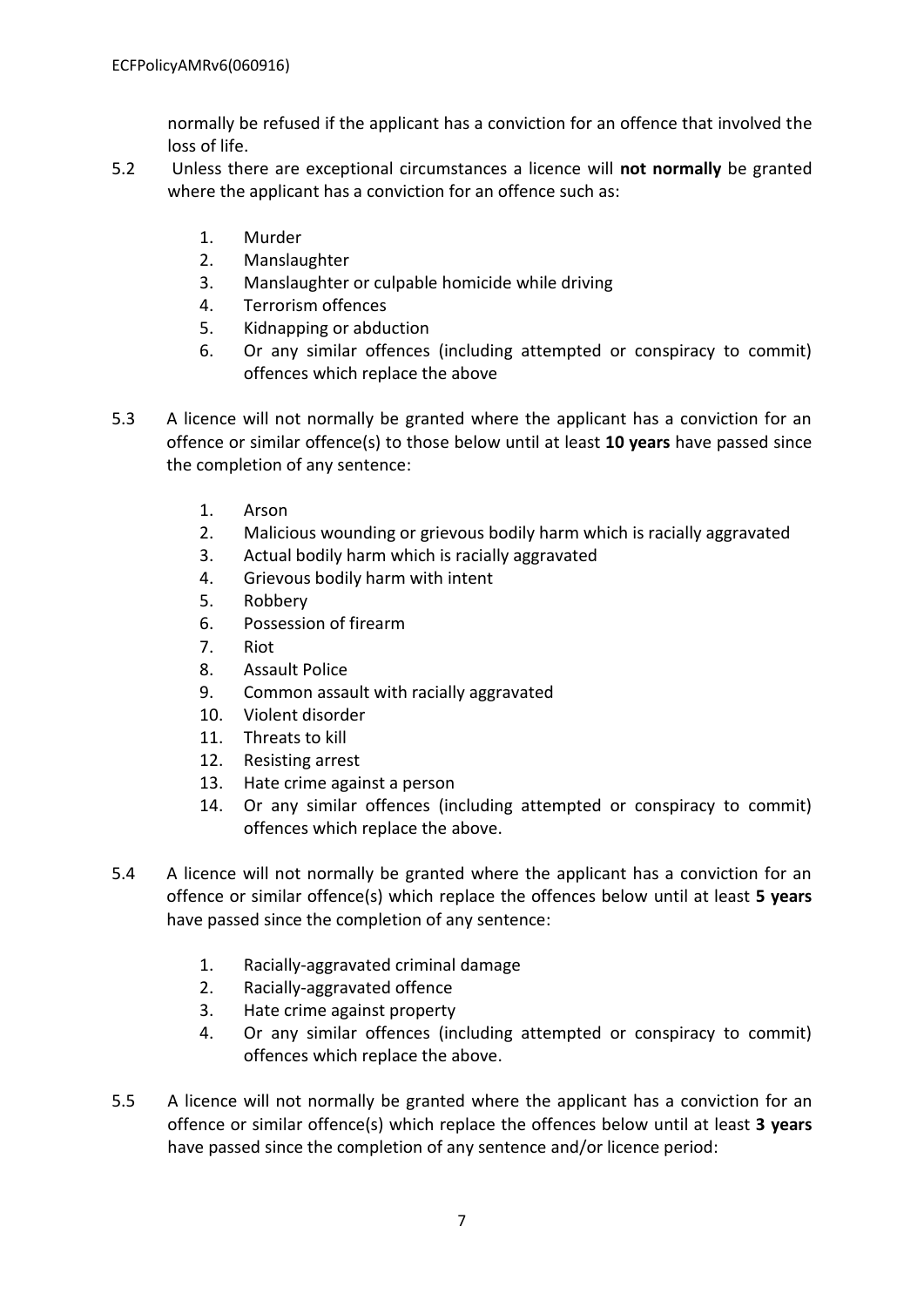normally be refused if the applicant has a conviction for an offence that involved the loss of life.

5.2 Unless there are exceptional circumstances a licence will **not normally** be granted where the applicant has a conviction for an offence such as:

1. Murder
2. Manslaughter
3. Manslaughter or culpable homicide while driving
4. Terrorism offences
5. Kidnapping or abduction
6. Or any similar offences (including attempted or conspiracy to commit) offences which replace the above

5.3 A licence will not normally be granted where the applicant has a conviction for an offence or similar offence(s) to those below until at least **10 years** have passed since the completion of any sentence:

1. Arson
2. Malicious wounding or grievous bodily harm which is racially aggravated
3. Actual bodily harm which is racially aggravated
4. Grievous bodily harm with intent
5. Robbery
6. Possession of firearm
7. Riot
8. Assault Police
9. Common assault with racially aggravated
10. Violent disorder
11. Threats to kill
12. Resisting arrest
13. Hate crime against a person
14. Or any similar offences (including attempted or conspiracy to commit) offences which replace the above.

5.4 A licence will not normally be granted where the applicant has a conviction for an offence or similar offence(s) which replace the offences below until at least **5 years** have passed since the completion of any sentence:

1. Racially-aggravated criminal damage
2. Racially-aggravated offence
3. Hate crime against property
4. Or any similar offences (including attempted or conspiracy to commit) offences which replace the above.

5.5 A licence will not normally be granted where the applicant has a conviction for an offence or similar offence(s) which replace the offences below until at least **3 years** have passed since the completion of any sentence and/or licence period: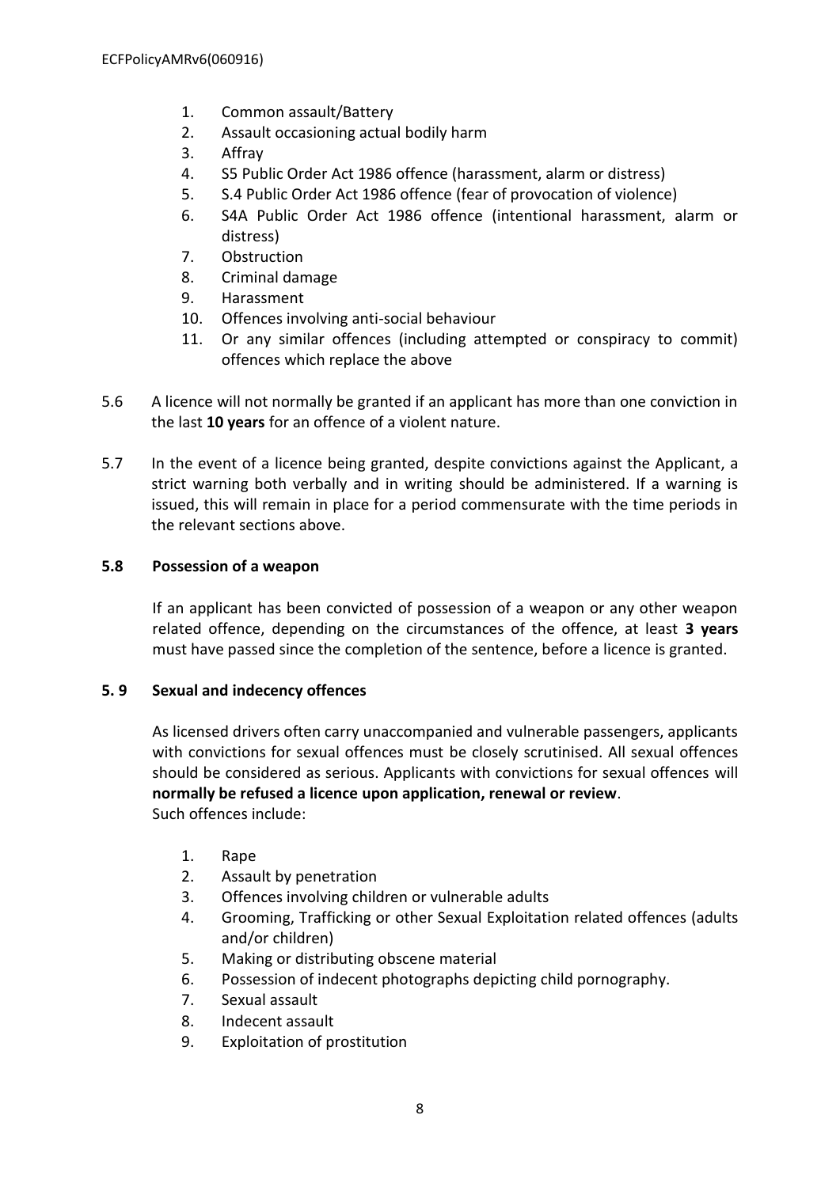1. Common assault/Battery
2. Assault occasioning actual bodily harm
3. Affray
4. S5 Public Order Act 1986 offence (harassment, alarm or distress)
5. S.4 Public Order Act 1986 offence (fear of provocation of violence)
6. S4A Public Order Act 1986 offence (intentional harassment, alarm or distress)
7. Obstruction
8. Criminal damage
9. Harassment
10. Offences involving anti-social behaviour
11. Or any similar offences (including attempted or conspiracy to commit) offences which replace the above

5.6 A licence will not normally be granted if an applicant has more than one conviction in the last **10 years** for an offence of a violent nature.

5.7 In the event of a licence being granted, despite convictions against the Applicant, a strict warning both verbally and in writing should be administered. If a warning is issued, this will remain in place for a period commensurate with the time periods in the relevant sections above.

### 5.8 Possession of a weapon

If an applicant has been convicted of possession of a weapon or any other weapon related offence, depending on the circumstances of the offence, at least **3 years** must have passed since the completion of the sentence, before a licence is granted.

### 5. 9 Sexual and indecency offences

As licensed drivers often carry unaccompanied and vulnerable passengers, applicants with convictions for sexual offences must be closely scrutinised. All sexual offences should be considered as serious. Applicants with convictions for sexual offences will **normally be refused a licence upon application, renewal or review**.
Such offences include:

1. Rape
2. Assault by penetration
3. Offences involving children or vulnerable adults
4. Grooming, Trafficking or other Sexual Exploitation related offences (adults and/or children)
5. Making or distributing obscene material
6. Possession of indecent photographs depicting child pornography.
7. Sexual assault
8. Indecent assault
9. Exploitation of prostitution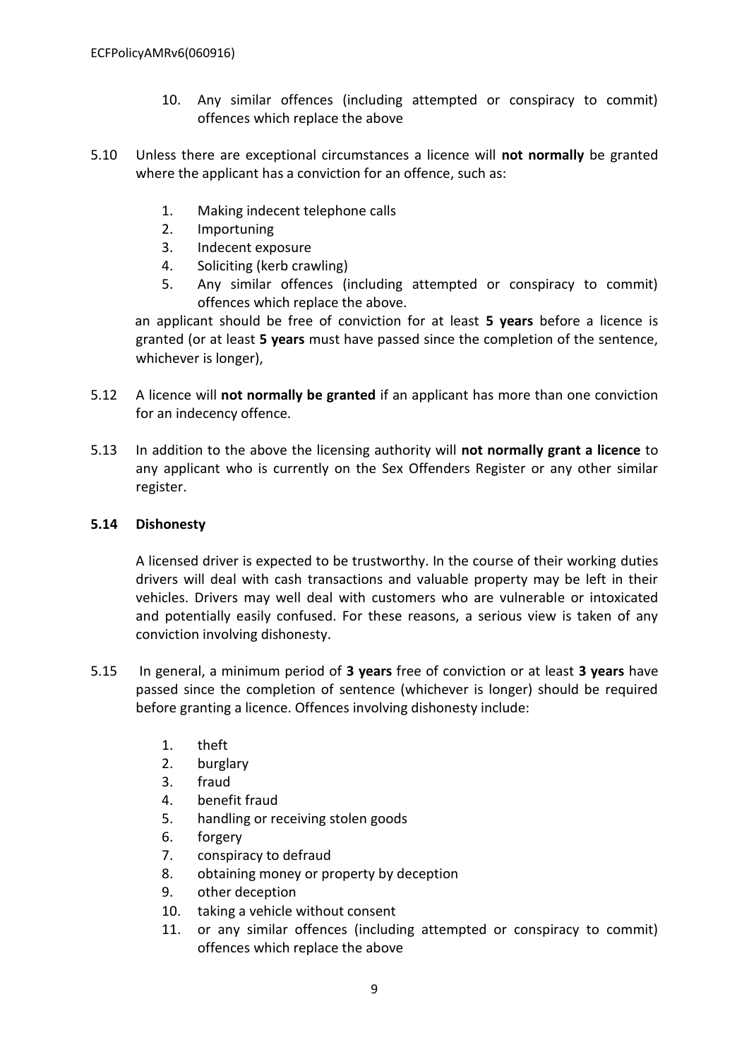10. Any similar offences (including attempted or conspiracy to commit) offences which replace the above

5.10 Unless there are exceptional circumstances a licence will **not normally** be granted where the applicant has a conviction for an offence, such as:

1. Making indecent telephone calls
2. Importuning
3. Indecent exposure
4. Soliciting (kerb crawling)
5. Any similar offences (including attempted or conspiracy to commit) offences which replace the above.

an applicant should be free of conviction for at least **5 years** before a licence is granted (or at least **5 years** must have passed since the completion of the sentence, whichever is longer),

5.12 A licence will **not normally be granted** if an applicant has more than one conviction for an indecency offence.

5.13 In addition to the above the licensing authority will **not normally grant a licence** to any applicant who is currently on the Sex Offenders Register or any other similar register.

**5.14 Dishonesty**

A licensed driver is expected to be trustworthy. In the course of their working duties drivers will deal with cash transactions and valuable property may be left in their vehicles. Drivers may well deal with customers who are vulnerable or intoxicated and potentially easily confused. For these reasons, a serious view is taken of any conviction involving dishonesty.

5.15 In general, a minimum period of **3 years** free of conviction or at least **3 years** have passed since the completion of sentence (whichever is longer) should be required before granting a licence. Offences involving dishonesty include:

1. theft
2. burglary
3. fraud
4. benefit fraud
5. handling or receiving stolen goods
6. forgery
7. conspiracy to defraud
8. obtaining money or property by deception
9. other deception
10. taking a vehicle without consent
11. or any similar offences (including attempted or conspiracy to commit) offences which replace the above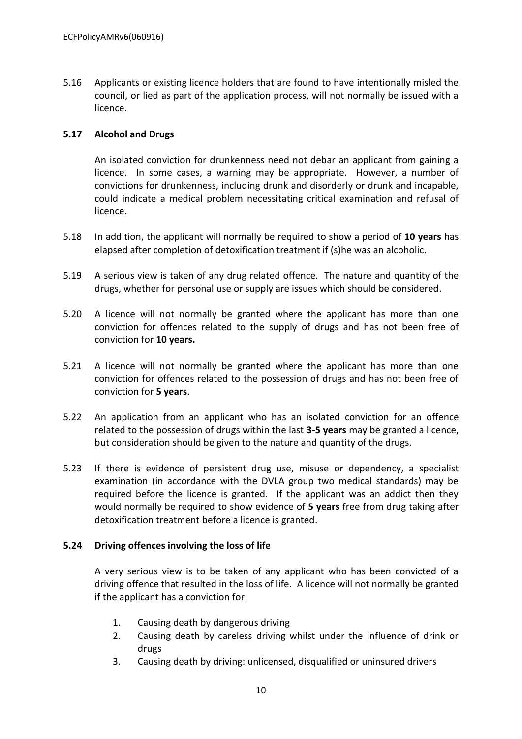5.16 Applicants or existing licence holders that are found to have intentionally misled the council, or lied as part of the application process, will not normally be issued with a licence.

**5.17 Alcohol and Drugs**

An isolated conviction for drunkenness need not debar an applicant from gaining a licence. In some cases, a warning may be appropriate. However, a number of convictions for drunkenness, including drunk and disorderly or drunk and incapable, could indicate a medical problem necessitating critical examination and refusal of licence.

5.18 In addition, the applicant will normally be required to show a period of **10 years** has elapsed after completion of detoxification treatment if (s)he was an alcoholic.

5.19 A serious view is taken of any drug related offence. The nature and quantity of the drugs, whether for personal use or supply are issues which should be considered.

5.20 A licence will not normally be granted where the applicant has more than one conviction for offences related to the supply of drugs and has not been free of conviction for **10 years.**

5.21 A licence will not normally be granted where the applicant has more than one conviction for offences related to the possession of drugs and has not been free of conviction for **5 years**.

5.22 An application from an applicant who has an isolated conviction for an offence related to the possession of drugs within the last **3-5 years** may be granted a licence, but consideration should be given to the nature and quantity of the drugs.

5.23 If there is evidence of persistent drug use, misuse or dependency, a specialist examination (in accordance with the DVLA group two medical standards) may be required before the licence is granted. If the applicant was an addict then they would normally be required to show evidence of **5 years** free from drug taking after detoxification treatment before a licence is granted.

**5.24 Driving offences involving the loss of life**

A very serious view is to be taken of any applicant who has been convicted of a driving offence that resulted in the loss of life. A licence will not normally be granted if the applicant has a conviction for:

1. Causing death by dangerous driving
2. Causing death by careless driving whilst under the influence of drink or drugs
3. Causing death by driving: unlicensed, disqualified or uninsured drivers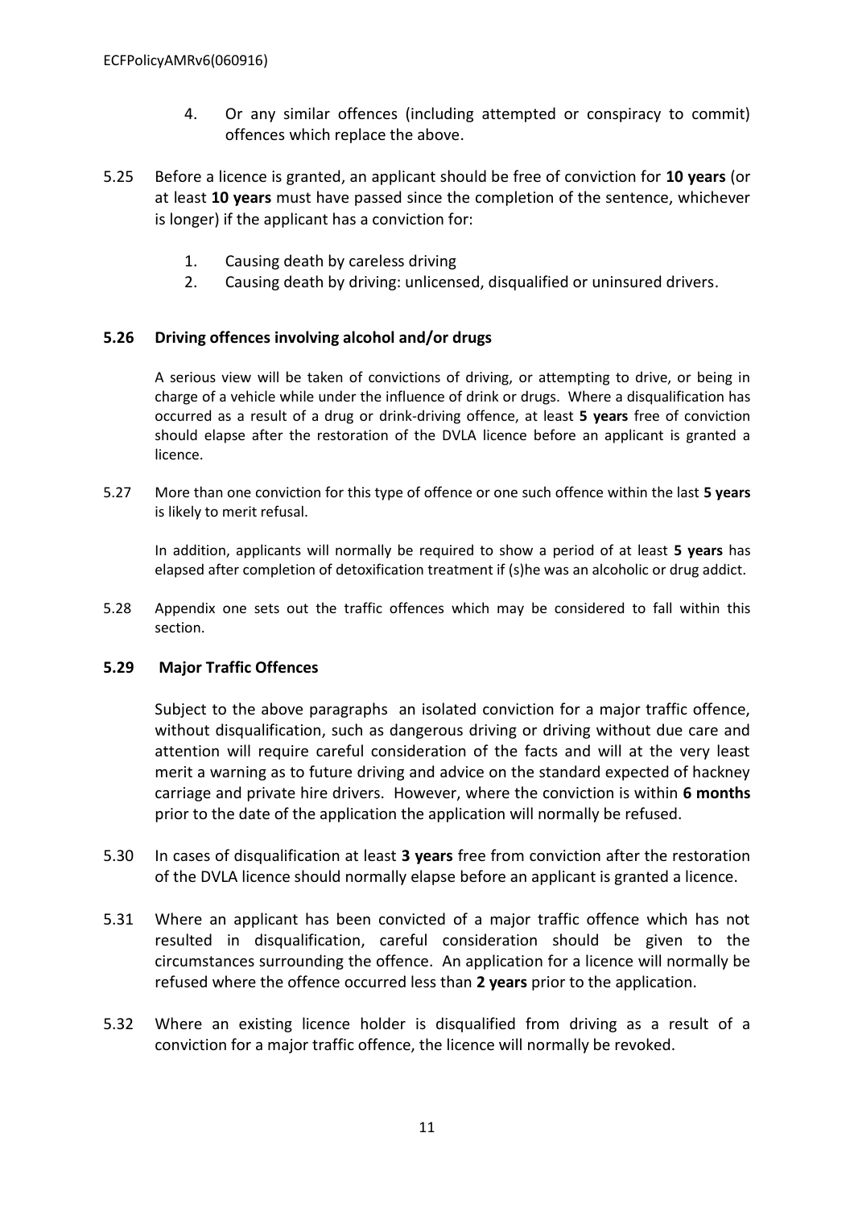4. Or any similar offences (including attempted or conspiracy to commit) offences which replace the above.

5.25 Before a licence is granted, an applicant should be free of conviction for **10 years** (or at least **10 years** must have passed since the completion of the sentence, whichever is longer) if the applicant has a conviction for:

1. Causing death by careless driving
2. Causing death by driving: unlicensed, disqualified or uninsured drivers.

**5.26 Driving offences involving alcohol and/or drugs**

A serious view will be taken of convictions of driving, or attempting to drive, or being in charge of a vehicle while under the influence of drink or drugs. Where a disqualification has occurred as a result of a drug or drink-driving offence, at least **5 years** free of conviction should elapse after the restoration of the DVLA licence before an applicant is granted a licence.

5.27 More than one conviction for this type of offence or one such offence within the last **5 years** is likely to merit refusal.

In addition, applicants will normally be required to show a period of at least **5 years** has elapsed after completion of detoxification treatment if (s)he was an alcoholic or drug addict.

5.28 Appendix one sets out the traffic offences which may be considered to fall within this section.

**5.29 Major Traffic Offences**

Subject to the above paragraphs an isolated conviction for a major traffic offence, without disqualification, such as dangerous driving or driving without due care and attention will require careful consideration of the facts and will at the very least merit a warning as to future driving and advice on the standard expected of hackney carriage and private hire drivers. However, where the conviction is within **6 months** prior to the date of the application the application will normally be refused.

5.30 In cases of disqualification at least **3 years** free from conviction after the restoration of the DVLA licence should normally elapse before an applicant is granted a licence.

5.31 Where an applicant has been convicted of a major traffic offence which has not resulted in disqualification, careful consideration should be given to the circumstances surrounding the offence. An application for a licence will normally be refused where the offence occurred less than **2 years** prior to the application.

5.32 Where an existing licence holder is disqualified from driving as a result of a conviction for a major traffic offence, the licence will normally be revoked.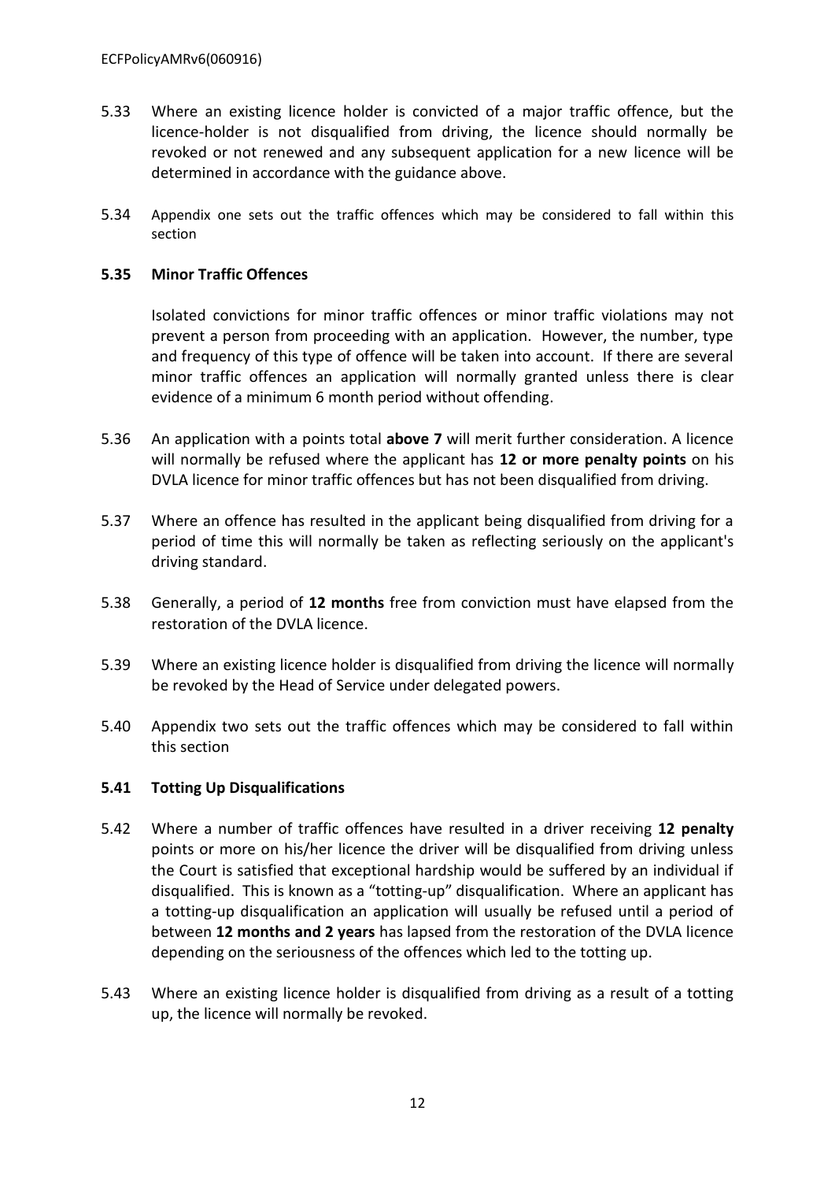5.33 Where an existing licence holder is convicted of a major traffic offence, but the licence-holder is not disqualified from driving, the licence should normally be revoked or not renewed and any subsequent application for a new licence will be determined in accordance with the guidance above.

5.34 Appendix one sets out the traffic offences which may be considered to fall within this section

### 5.35 Minor Traffic Offences

Isolated convictions for minor traffic offences or minor traffic violations may not prevent a person from proceeding with an application. However, the number, type and frequency of this type of offence will be taken into account. If there are several minor traffic offences an application will normally granted unless there is clear evidence of a minimum 6 month period without offending.

5.36 An application with a points total **above 7** will merit further consideration. A licence will normally be refused where the applicant has **12 or more penalty points** on his DVLA licence for minor traffic offences but has not been disqualified from driving.

5.37 Where an offence has resulted in the applicant being disqualified from driving for a period of time this will normally be taken as reflecting seriously on the applicant's driving standard.

5.38 Generally, a period of **12 months** free from conviction must have elapsed from the restoration of the DVLA licence.

5.39 Where an existing licence holder is disqualified from driving the licence will normally be revoked by the Head of Service under delegated powers.

5.40 Appendix two sets out the traffic offences which may be considered to fall within this section

### 5.41 Totting Up Disqualifications

5.42 Where a number of traffic offences have resulted in a driver receiving **12 penalty** points or more on his/her licence the driver will be disqualified from driving unless the Court is satisfied that exceptional hardship would be suffered by an individual if disqualified. This is known as a "totting-up" disqualification. Where an applicant has a totting-up disqualification an application will usually be refused until a period of between **12 months and 2 years** has lapsed from the restoration of the DVLA licence depending on the seriousness of the offences which led to the totting up.

5.43 Where an existing licence holder is disqualified from driving as a result of a totting up, the licence will normally be revoked.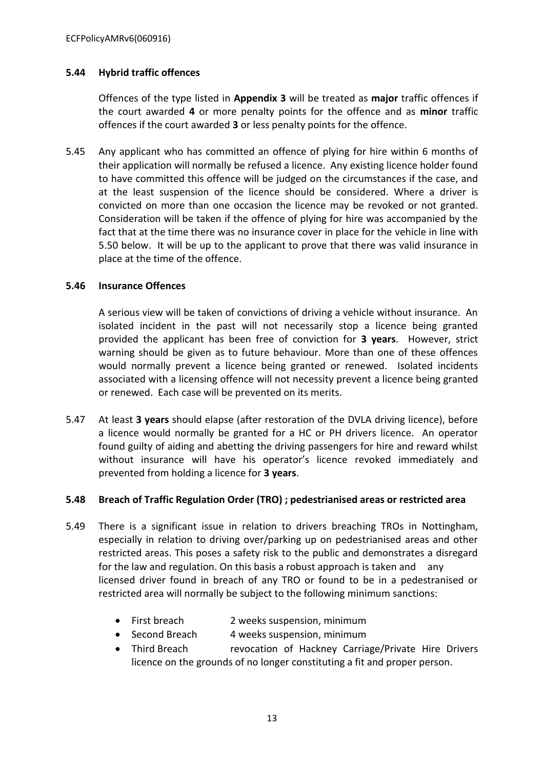**5.44 Hybrid traffic offences**

Offences of the type listed in **Appendix 3** will be treated as **major** traffic offences if the court awarded **4** or more penalty points for the offence and as **minor** traffic offences if the court awarded **3** or less penalty points for the offence.

5.45 Any applicant who has committed an offence of plying for hire within 6 months of their application will normally be refused a licence. Any existing licence holder found to have committed this offence will be judged on the circumstances if the case, and at the least suspension of the licence should be considered. Where a driver is convicted on more than one occasion the licence may be revoked or not granted. Consideration will be taken if the offence of plying for hire was accompanied by the fact that at the time there was no insurance cover in place for the vehicle in line with 5.50 below. It will be up to the applicant to prove that there was valid insurance in place at the time of the offence.

**5.46 Insurance Offences**

A serious view will be taken of convictions of driving a vehicle without insurance. An isolated incident in the past will not necessarily stop a licence being granted provided the applicant has been free of conviction for **3 years**. However, strict warning should be given as to future behaviour. More than one of these offences would normally prevent a licence being granted or renewed. Isolated incidents associated with a licensing offence will not necessity prevent a licence being granted or renewed. Each case will be prevented on its merits.

5.47 At least **3 years** should elapse (after restoration of the DVLA driving licence), before a licence would normally be granted for a HC or PH drivers licence. An operator found guilty of aiding and abetting the driving passengers for hire and reward whilst without insurance will have his operator's licence revoked immediately and prevented from holding a licence for **3 years**.

**5.48 Breach of Traffic Regulation Order (TRO) ; pedestrianised areas or restricted area**

5.49 There is a significant issue in relation to drivers breaching TROs in Nottingham, especially in relation to driving over/parking up on pedestrianised areas and other restricted areas. This poses a safety risk to the public and demonstrates a disregard for the law and regulation. On this basis a robust approach is taken and any licensed driver found in breach of any TRO or found to be in a pedestranised or restricted area will normally be subject to the following minimum sanctions:

- First breach 2 weeks suspension, minimum
- Second Breach 4 weeks suspension, minimum
- Third Breach revocation of Hackney Carriage/Private Hire Drivers licence on the grounds of no longer constituting a fit and proper person.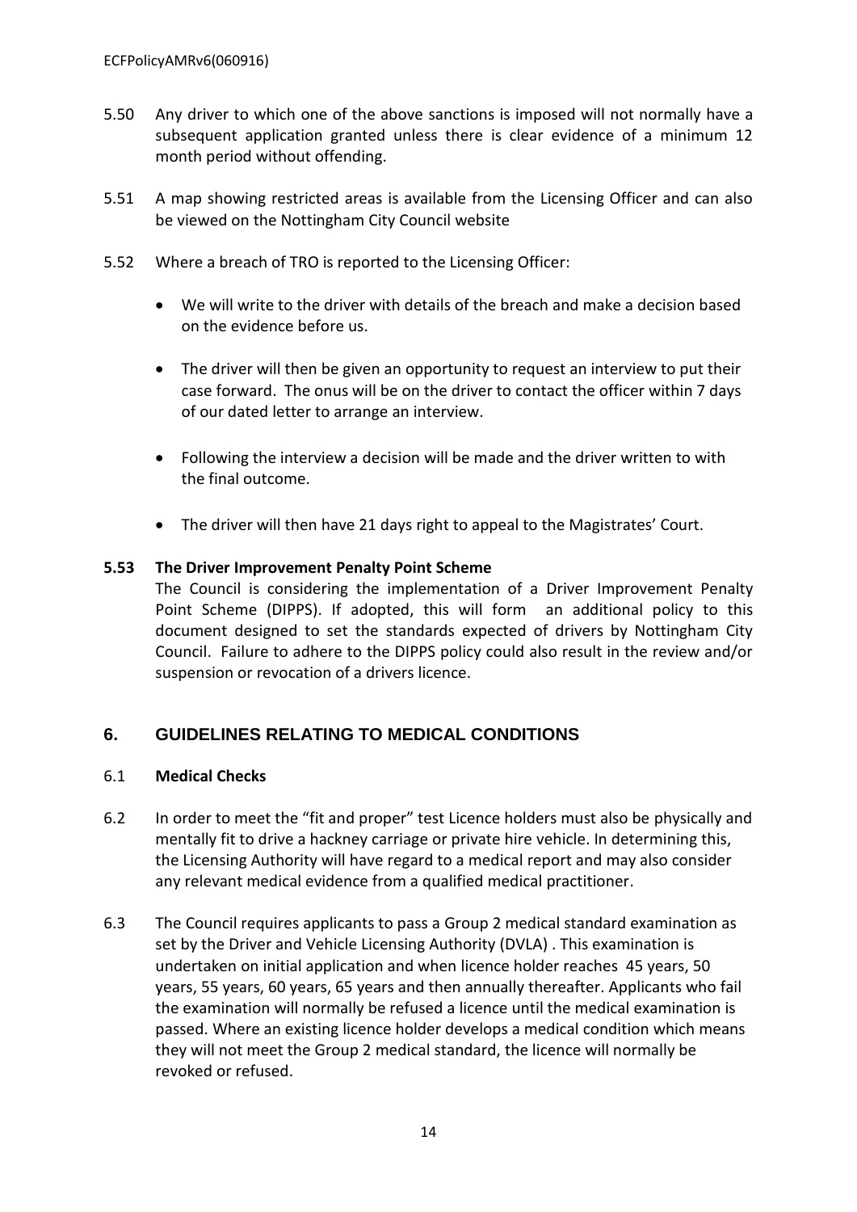5.50 Any driver to which one of the above sanctions is imposed will not normally have a subsequent application granted unless there is clear evidence of a minimum 12 month period without offending.

5.51 A map showing restricted areas is available from the Licensing Officer and can also be viewed on the Nottingham City Council website

5.52 Where a breach of TRO is reported to the Licensing Officer:

- We will write to the driver with details of the breach and make a decision based on the evidence before us.
- The driver will then be given an opportunity to request an interview to put their case forward. The onus will be on the driver to contact the officer within 7 days of our dated letter to arrange an interview.
- Following the interview a decision will be made and the driver written to with the final outcome.
- The driver will then have 21 days right to appeal to the Magistrates' Court.

**5.53 The Driver Improvement Penalty Point Scheme**

The Council is considering the implementation of a Driver Improvement Penalty Point Scheme (DIPPS). If adopted, this will form an additional policy to this document designed to set the standards expected of drivers by Nottingham City Council. Failure to adhere to the DIPPS policy could also result in the review and/or suspension or revocation of a drivers licence.

## 6. GUIDELINES RELATING TO MEDICAL CONDITIONS

6.1 **Medical Checks**

6.2 In order to meet the "fit and proper" test Licence holders must also be physically and mentally fit to drive a hackney carriage or private hire vehicle. In determining this, the Licensing Authority will have regard to a medical report and may also consider any relevant medical evidence from a qualified medical practitioner.

6.3 The Council requires applicants to pass a Group 2 medical standard examination as set by the Driver and Vehicle Licensing Authority (DVLA) . This examination is undertaken on initial application and when licence holder reaches 45 years, 50 years, 55 years, 60 years, 65 years and then annually thereafter. Applicants who fail the examination will normally be refused a licence until the medical examination is passed. Where an existing licence holder develops a medical condition which means they will not meet the Group 2 medical standard, the licence will normally be revoked or refused.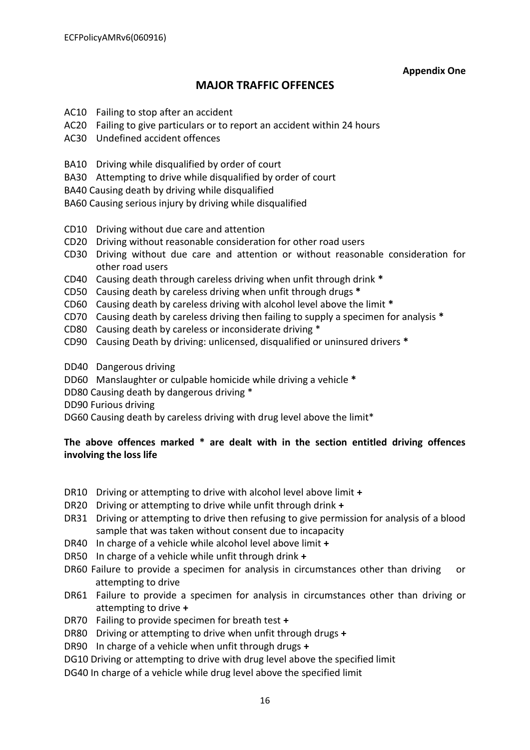**Appendix One**

## MAJOR TRAFFIC OFFENCES

AC10 Failing to stop after an accident
AC20 Failing to give particulars or to report an accident within 24 hours
AC30 Undefined accident offences

BA10 Driving while disqualified by order of court
BA30 Attempting to drive while disqualified by order of court
BA40 Causing death by driving while disqualified
BA60 Causing serious injury by driving while disqualified

CD10 Driving without due care and attention
CD20 Driving without reasonable consideration for other road users
CD30 Driving without due care and attention or without reasonable consideration for other road users
CD40 Causing death through careless driving when unfit through drink **\***
CD50 Causing death by careless driving when unfit through drugs **\***
CD60 Causing death by careless driving with alcohol level above the limit **\***
CD70 Causing death by careless driving then failing to supply a specimen for analysis **\***
CD80 Causing death by careless or inconsiderate driving *
CD90 Causing Death by driving: unlicensed, disqualified or uninsured drivers **\***

DD40 Dangerous driving
DD60 Manslaughter or culpable homicide while driving a vehicle **\***
DD80 Causing death by dangerous driving *
DD90 Furious driving
DG60 Causing death by careless driving with drug level above the limit*

**The above offences marked * are dealt with in the section entitled driving offences involving the loss life**

DR10 Driving or attempting to drive with alcohol level above limit **+**
DR20 Driving or attempting to drive while unfit through drink **+**
DR31 Driving or attempting to drive then refusing to give permission for analysis of a blood sample that was taken without consent due to incapacity
DR40 In charge of a vehicle while alcohol level above limit **+**
DR50 In charge of a vehicle while unfit through drink **+**
DR60 Failure to provide a specimen for analysis in circumstances other than driving or attempting to drive
DR61 Failure to provide a specimen for analysis in circumstances other than driving or attempting to drive **+**
DR70 Failing to provide specimen for breath test **+**
DR80 Driving or attempting to drive when unfit through drugs **+**
DR90 In charge of a vehicle when unfit through drugs **+**
DG10 Driving or attempting to drive with drug level above the specified limit
DG40 In charge of a vehicle while drug level above the specified limit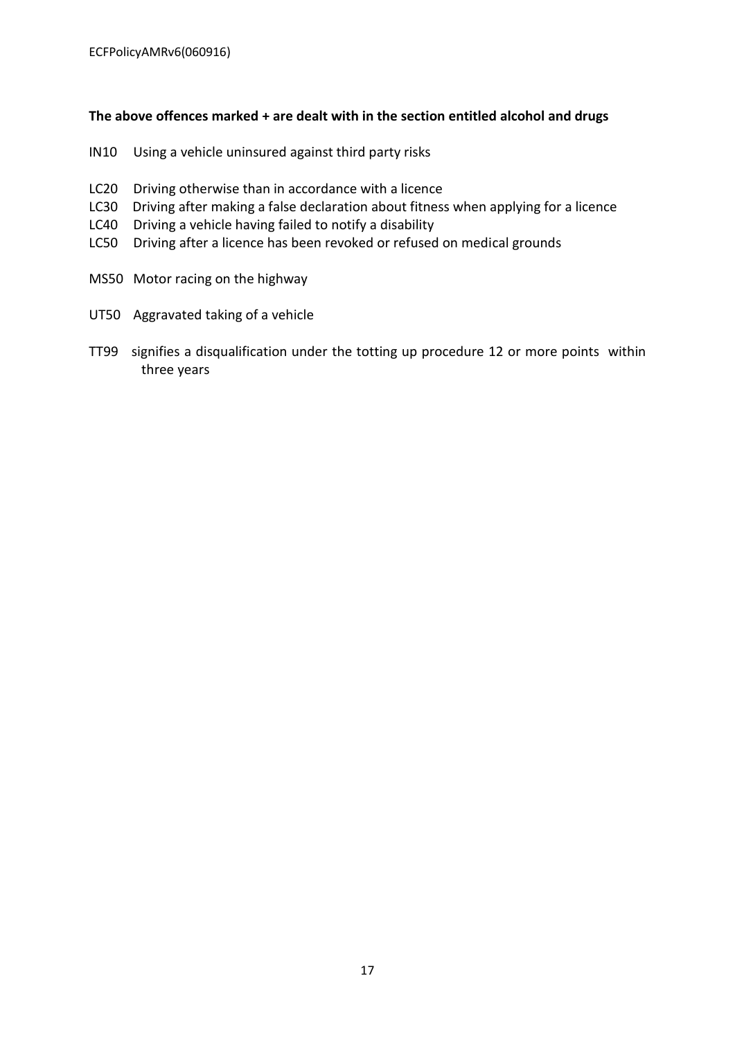**The above offences marked + are dealt with in the section entitled alcohol and drugs**

IN10 Using a vehicle uninsured against third party risks

LC20 Driving otherwise than in accordance with a licence
LC30 Driving after making a false declaration about fitness when applying for a licence
LC40 Driving a vehicle having failed to notify a disability
LC50 Driving after a licence has been revoked or refused on medical grounds

MS50 Motor racing on the highway

UT50 Aggravated taking of a vehicle

TT99 signifies a disqualification under the totting up procedure 12 or more points within three years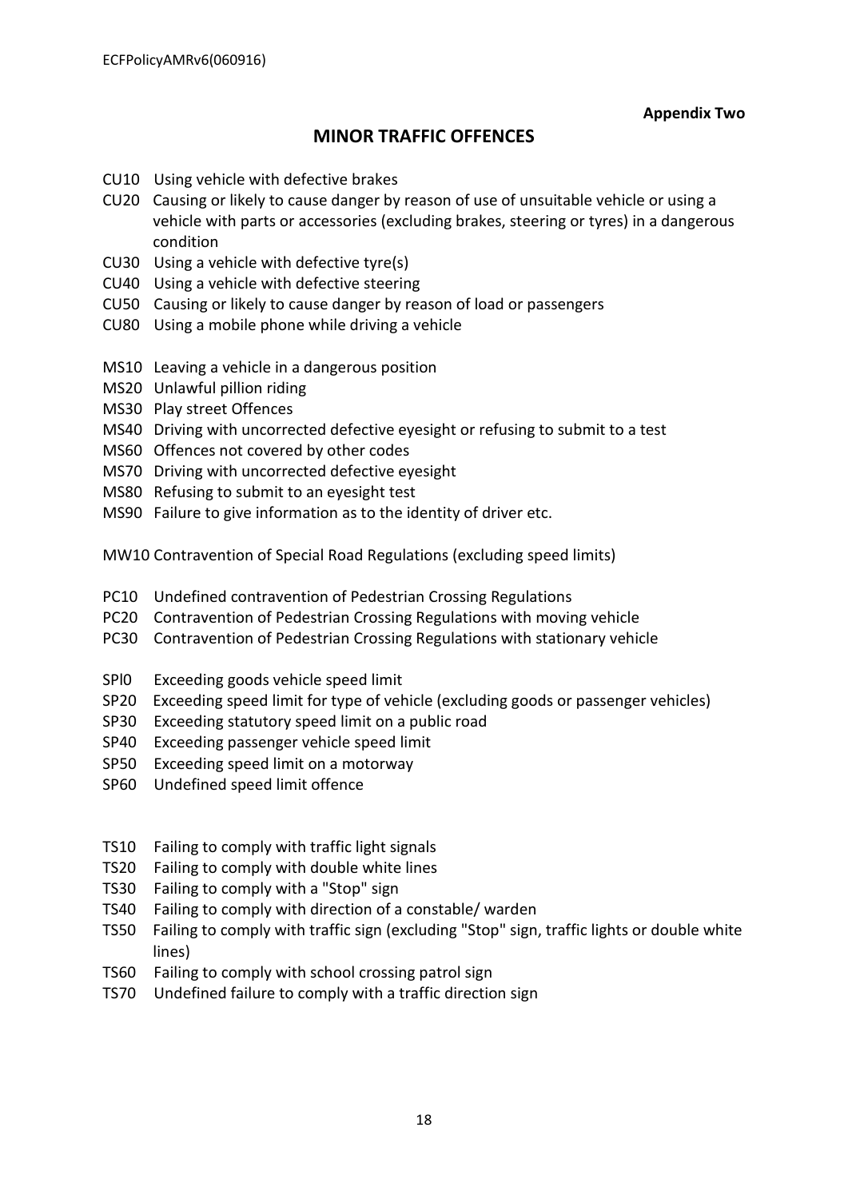**Appendix Two**

## MINOR TRAFFIC OFFENCES

CU10 Using vehicle with defective brakes
CU20 Causing or likely to cause danger by reason of use of unsuitable vehicle or using a vehicle with parts or accessories (excluding brakes, steering or tyres) in a dangerous condition
CU30 Using a vehicle with defective tyre(s)
CU40 Using a vehicle with defective steering
CU50 Causing or likely to cause danger by reason of load or passengers
CU80 Using a mobile phone while driving a vehicle

MS10 Leaving a vehicle in a dangerous position
MS20 Unlawful pillion riding
MS30 Play street Offences
MS40 Driving with uncorrected defective eyesight or refusing to submit to a test
MS60 Offences not covered by other codes
MS70 Driving with uncorrected defective eyesight
MS80 Refusing to submit to an eyesight test
MS90 Failure to give information as to the identity of driver etc.

MW10 Contravention of Special Road Regulations (excluding speed limits)

PC10 Undefined contravention of Pedestrian Crossing Regulations
PC20 Contravention of Pedestrian Crossing Regulations with moving vehicle
PC30 Contravention of Pedestrian Crossing Regulations with stationary vehicle

SPl0 Exceeding goods vehicle speed limit
SP20 Exceeding speed limit for type of vehicle (excluding goods or passenger vehicles)
SP30 Exceeding statutory speed limit on a public road
SP40 Exceeding passenger vehicle speed limit
SP50 Exceeding speed limit on a motorway
SP60 Undefined speed limit offence

TS10 Failing to comply with traffic light signals
TS20 Failing to comply with double white lines
TS30 Failing to comply with a "Stop" sign
TS40 Failing to comply with direction of a constable/ warden
TS50 Failing to comply with traffic sign (excluding "Stop" sign, traffic lights or double white lines)
TS60 Failing to comply with school crossing patrol sign
TS70 Undefined failure to comply with a traffic direction sign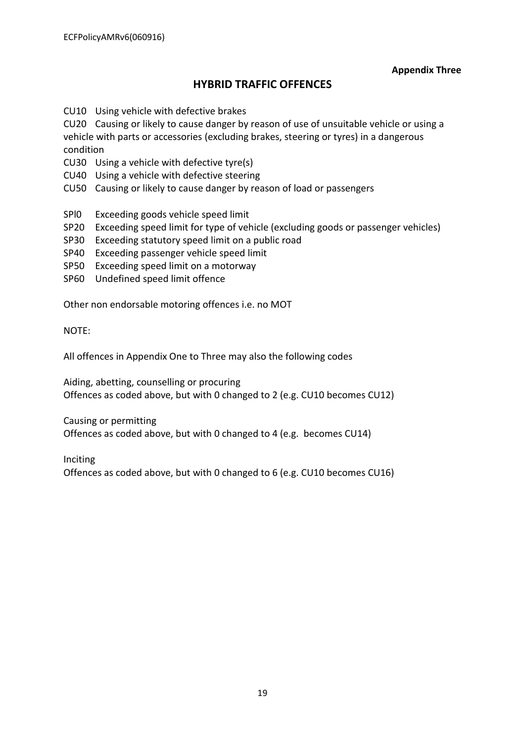**Appendix Three**

## HYBRID TRAFFIC OFFENCES

CU10 Using vehicle with defective brakes
CU20 Causing or likely to cause danger by reason of use of unsuitable vehicle or using a vehicle with parts or accessories (excluding brakes, steering or tyres) in a dangerous condition
CU30 Using a vehicle with defective tyre(s)
CU40 Using a vehicle with defective steering
CU50 Causing or likely to cause danger by reason of load or passengers

SPl0 Exceeding goods vehicle speed limit
SP20 Exceeding speed limit for type of vehicle (excluding goods or passenger vehicles)
SP30 Exceeding statutory speed limit on a public road
SP40 Exceeding passenger vehicle speed limit
SP50 Exceeding speed limit on a motorway
SP60 Undefined speed limit offence

Other non endorsable motoring offences i.e. no MOT

NOTE:

All offences in Appendix One to Three may also the following codes

Aiding, abetting, counselling or procuring
Offences as coded above, but with 0 changed to 2 (e.g. CU10 becomes CU12)

Causing or permitting
Offences as coded above, but with 0 changed to 4 (e.g. becomes CU14)

Inciting
Offences as coded above, but with 0 changed to 6 (e.g. CU10 becomes CU16)